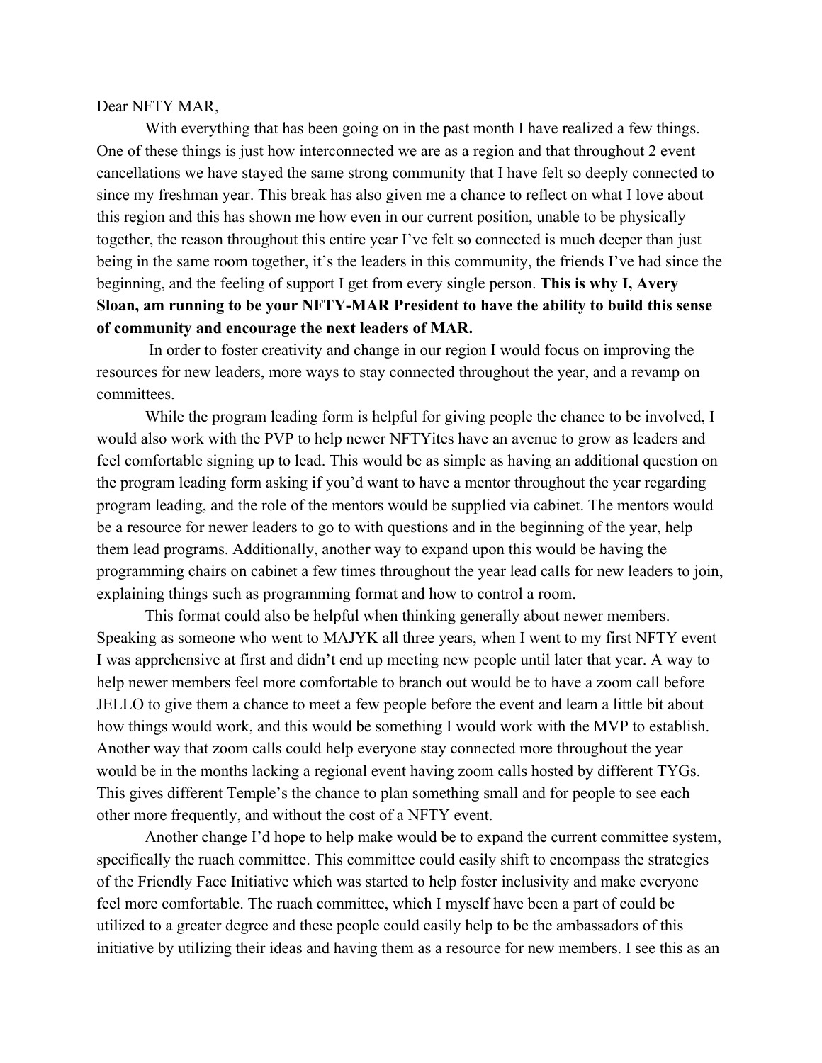Dear NFTY MAR,

With everything that has been going on in the past month I have realized a few things. One of these things is just how interconnected we are as a region and that throughout 2 event cancellations we have stayed the same strong community that I have felt so deeply connected to since my freshman year. This break has also given me a chance to reflect on what I love about this region and this has shown me how even in our current position, unable to be physically together, the reason throughout this entire year I've felt so connected is much deeper than just being in the same room together, it's the leaders in this community, the friends I've had since the beginning, and the feeling of support I get from every single person. **This is why I, Avery Sloan, am running to be your NFTY-MAR President to have the ability to build this sense of community and encourage the next leaders of MAR.**

In order to foster creativity and change in our region I would focus on improving the resources for new leaders, more ways to stay connected throughout the year, and a revamp on committees.

While the program leading form is helpful for giving people the chance to be involved, I would also work with the PVP to help newer NFTYites have an avenue to grow as leaders and feel comfortable signing up to lead. This would be as simple as having an additional question on the program leading form asking if you'd want to have a mentor throughout the year regarding program leading, and the role of the mentors would be supplied via cabinet. The mentors would be a resource for newer leaders to go to with questions and in the beginning of the year, help them lead programs. Additionally, another way to expand upon this would be having the programming chairs on cabinet a few times throughout the year lead calls for new leaders to join, explaining things such as programming format and how to control a room.

This format could also be helpful when thinking generally about newer members. Speaking as someone who went to MAJYK all three years, when I went to my first NFTY event I was apprehensive at first and didn't end up meeting new people until later that year. A way to help newer members feel more comfortable to branch out would be to have a zoom call before JELLO to give them a chance to meet a few people before the event and learn a little bit about how things would work, and this would be something I would work with the MVP to establish. Another way that zoom calls could help everyone stay connected more throughout the year would be in the months lacking a regional event having zoom calls hosted by different TYGs. This gives different Temple's the chance to plan something small and for people to see each other more frequently, and without the cost of a NFTY event.

Another change I'd hope to help make would be to expand the current committee system, specifically the ruach committee. This committee could easily shift to encompass the strategies of the Friendly Face Initiative which was started to help foster inclusivity and make everyone feel more comfortable. The ruach committee, which I myself have been a part of could be utilized to a greater degree and these people could easily help to be the ambassadors of this initiative by utilizing their ideas and having them as a resource for new members. I see this as an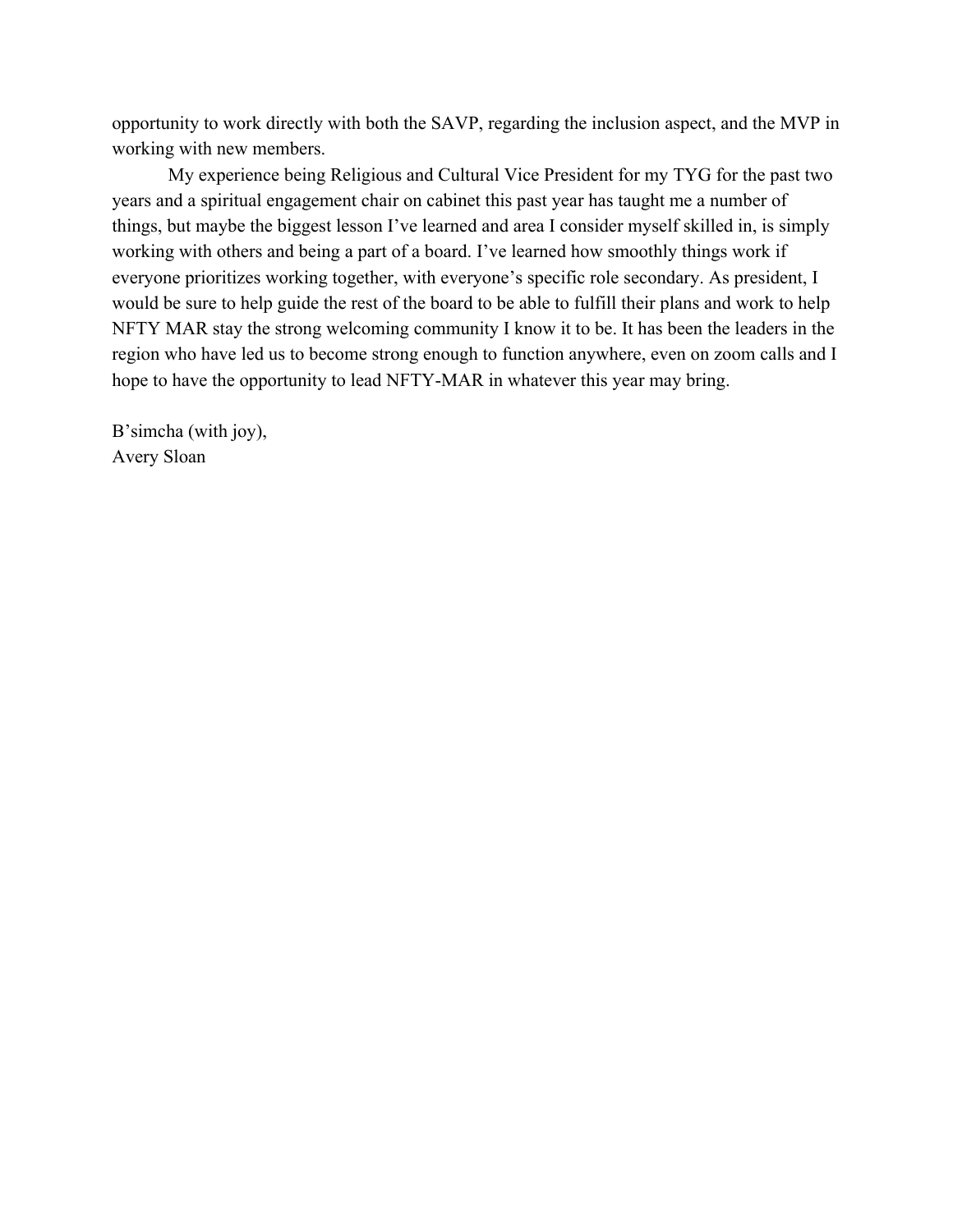opportunity to work directly with both the SAVP, regarding the inclusion aspect, and the MVP in working with new members.

My experience being Religious and Cultural Vice President for my TYG for the past two years and a spiritual engagement chair on cabinet this past year has taught me a number of things, but maybe the biggest lesson I've learned and area I consider myself skilled in, is simply working with others and being a part of a board. I've learned how smoothly things work if everyone prioritizes working together, with everyone's specific role secondary. As president, I would be sure to help guide the rest of the board to be able to fulfill their plans and work to help NFTY MAR stay the strong welcoming community I know it to be. It has been the leaders in the region who have led us to become strong enough to function anywhere, even on zoom calls and I hope to have the opportunity to lead NFTY-MAR in whatever this year may bring.

B'simcha (with joy),
Avery Sloan